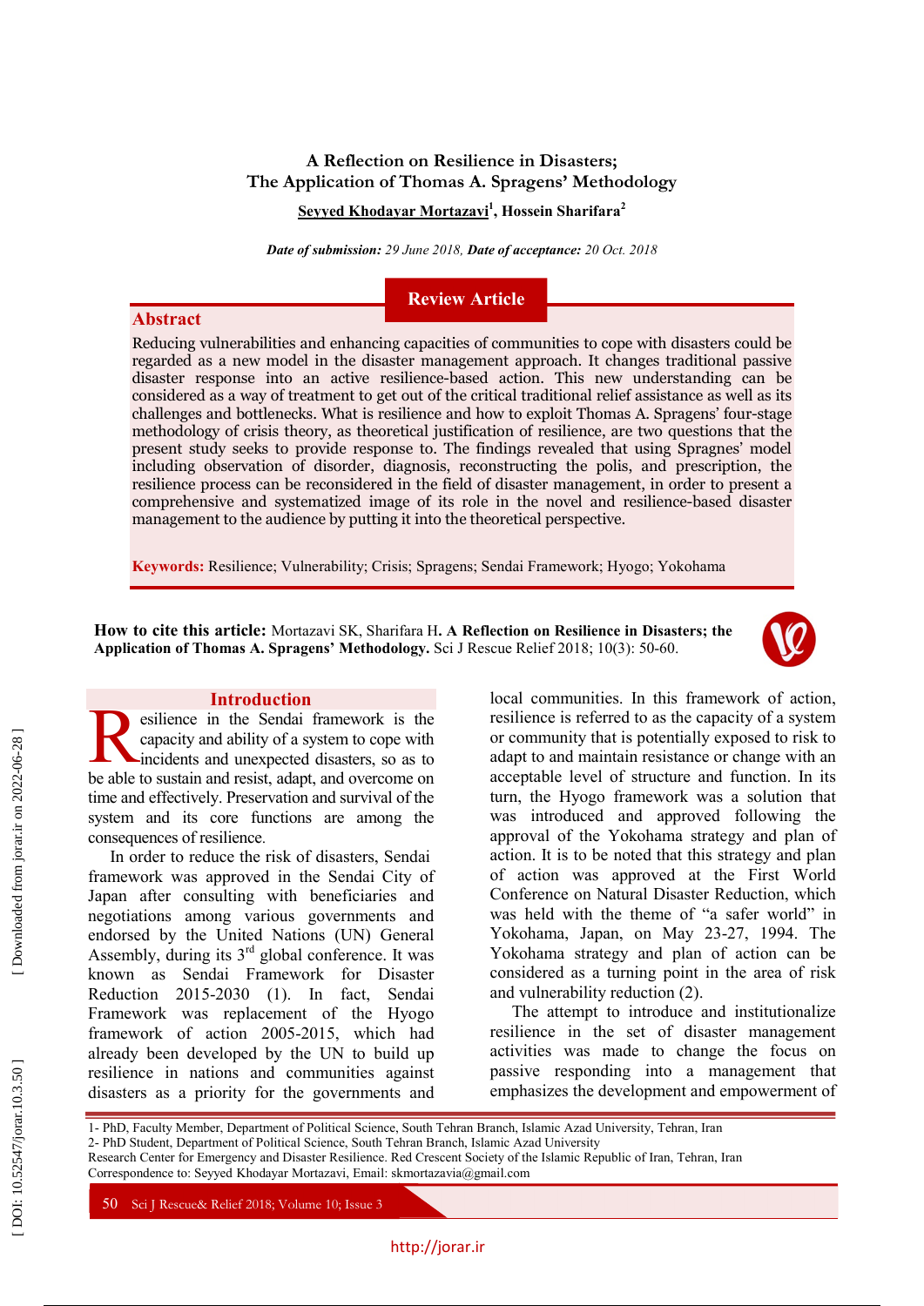# A Reflection on Resilience in Disasters; The Application of Thomas A. Spragens' Methodology

**Seyyed Khodayar Mortazavi[1], Hossein Sharifara[2]**

***Date of submission:*** *29 June 2018,* ***Date of acceptance:*** *20 Oct. 2018*

**Review Article**

## Abstract

Reducing vulnerabilities and enhancing capacities of communities to cope with disasters could be regarded as a new model in the disaster management approach. It changes traditional passive disaster response into an active resilience-based action. This new understanding can be considered as a way of treatment to get out of the critical traditional relief assistance as well as its challenges and bottlenecks. What is resilience and how to exploit Thomas A. Spragens' four-stage methodology of crisis theory, as theoretical justification of resilience, are two questions that the present study seeks to provide response to. The findings revealed that using Spragnes' model including observation of disorder, diagnosis, reconstructing the polis, and prescription, the resilience process can be reconsidered in the field of disaster management, in order to present a comprehensive and systematized image of its role in the novel and resilience-based disaster management to the audience by putting it into the theoretical perspective.

**Keywords:** Resilience; Vulnerability; Crisis; Spragens; Sendai Framework; Hyogo; Yokohama

**How to cite this article:** Mortazavi SK, Sharifara H**. A Reflection on Resilience in Disasters; the Application of Thomas A. Spragens' Methodology.** Sci J Rescue Relief 2018; 10(3): 50-60.

## Introduction

Resilience in the Sendai framework is the capacity and ability of a system to cope with incidents and unexpected disasters, so as to be able to sustain and resist, adapt, and overcome on time and effectively. Preservation and survival of the system and its core functions are among the consequences of resilience.

In order to reduce the risk of disasters, Sendai framework was approved in the Sendai City of Japan after consulting with beneficiaries and negotiations among various governments and endorsed by the United Nations (UN) General Assembly, during its 3rd global conference. It was known as Sendai Framework for Disaster Reduction 2015-2030 (1). In fact, Sendai Framework was replacement of the Hyogo framework of action 2005-2015, which had already been developed by the UN to build up resilience in nations and communities against disasters as a priority for the governments and local communities. In this framework of action, resilience is referred to as the capacity of a system or community that is potentially exposed to risk to adapt to and maintain resistance or change with an acceptable level of structure and function. In its turn, the Hyogo framework was a solution that was introduced and approved following the approval of the Yokohama strategy and plan of action. It is to be noted that this strategy and plan of action was approved at the First World Conference on Natural Disaster Reduction, which was held with the theme of "a safer world" in Yokohama, Japan, on May 23-27, 1994. The Yokohama strategy and plan of action can be considered as a turning point in the area of risk and vulnerability reduction (2).

The attempt to introduce and institutionalize resilience in the set of disaster management activities was made to change the focus on passive responding into a management that emphasizes the development and empowerment of

---

1- PhD, Faculty Member, Department of Political Science, South Tehran Branch, Islamic Azad University, Tehran, Iran
2- PhD Student, Department of Political Science, South Tehran Branch, Islamic Azad University
Research Center for Emergency and Disaster Resilience. Red Crescent Society of the Islamic Republic of Iran, Tehran, Iran
Correspondence to: Seyyed Khodayar Mortazavi, Email: skmortazavia@gmail.com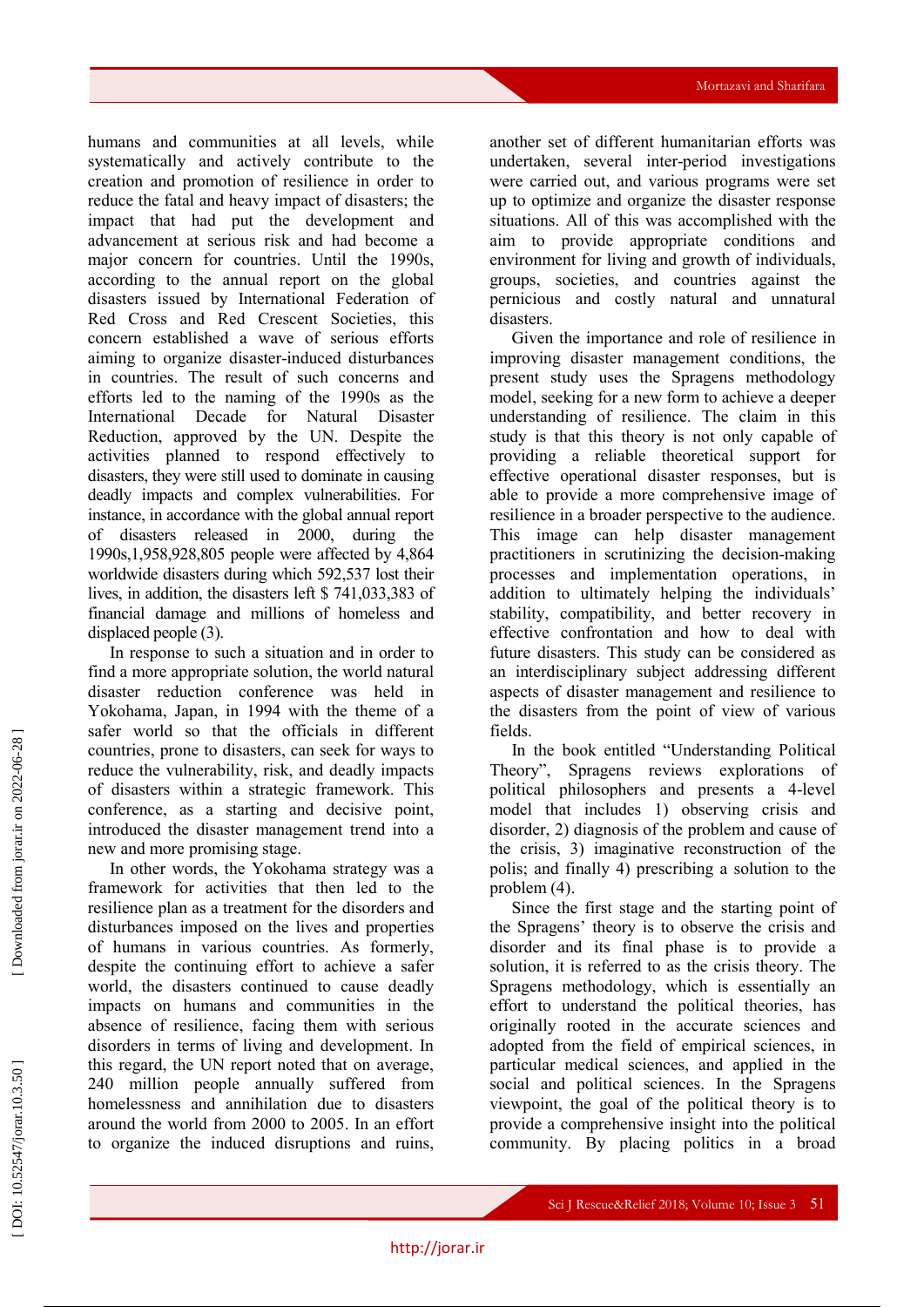humans and communities at all levels, while systematically and actively contribute to the creation and promotion of resilience in order to reduce the fatal and heavy impact of disasters; the impact that had put the development and advancement at serious risk and had become a major concern for countries. Until the 1990s, according to the annual report on the global disasters issued by International Federation of Red Cross and Red Crescent Societies, this concern established a wave of serious efforts aiming to organize disaster-induced disturbances in countries. The result of such concerns and efforts led to the naming of the 1990s as the International Decade for Natural Disaster Reduction, approved by the UN. Despite the activities planned to respond effectively to disasters, they were still used to dominate in causing deadly impacts and complex vulnerabilities. For instance, in accordance with the global annual report of disasters released in 2000, during the 1990s,1,958,928,805 people were affected by 4,864 worldwide disasters during which 592,537 lost their lives, in addition, the disasters left $ 741,033,383 of financial damage and millions of homeless and displaced people (3).

In response to such a situation and in order to find a more appropriate solution, the world natural disaster reduction conference was held in Yokohama, Japan, in 1994 with the theme of a safer world so that the officials in different countries, prone to disasters, can seek for ways to reduce the vulnerability, risk, and deadly impacts of disasters within a strategic framework. This conference, as a starting and decisive point, introduced the disaster management trend into a new and more promising stage.

In other words, the Yokohama strategy was a framework for activities that then led to the resilience plan as a treatment for the disorders and disturbances imposed on the lives and properties of humans in various countries. As formerly, despite the continuing effort to achieve a safer world, the disasters continued to cause deadly impacts on humans and communities in the absence of resilience, facing them with serious disorders in terms of living and development. In this regard, the UN report noted that on average, 240 million people annually suffered from homelessness and annihilation due to disasters around the world from 2000 to 2005. In an effort to organize the induced disruptions and ruins, another set of different humanitarian efforts was undertaken, several inter-period investigations were carried out, and various programs were set up to optimize and organize the disaster response situations. All of this was accomplished with the aim to provide appropriate conditions and environment for living and growth of individuals, groups, societies, and countries against the pernicious and costly natural and unnatural disasters.

Given the importance and role of resilience in improving disaster management conditions, the present study uses the Spragens methodology model, seeking for a new form to achieve a deeper understanding of resilience. The claim in this study is that this theory is not only capable of providing a reliable theoretical support for effective operational disaster responses, but is able to provide a more comprehensive image of resilience in a broader perspective to the audience. This image can help disaster management practitioners in scrutinizing the decision-making processes and implementation operations, in addition to ultimately helping the individuals' stability, compatibility, and better recovery in effective confrontation and how to deal with future disasters. This study can be considered as an interdisciplinary subject addressing different aspects of disaster management and resilience to the disasters from the point of view of various fields.

In the book entitled "Understanding Political Theory", Spragens reviews explorations of political philosophers and presents a 4-level model that includes 1) observing crisis and disorder, 2) diagnosis of the problem and cause of the crisis, 3) imaginative reconstruction of the polis; and finally 4) prescribing a solution to the problem (4).

Since the first stage and the starting point of the Spragens' theory is to observe the crisis and disorder and its final phase is to provide a solution, it is referred to as the crisis theory. The Spragens methodology, which is essentially an effort to understand the political theories, has originally rooted in the accurate sciences and adopted from the field of empirical sciences, in particular medical sciences, and applied in the social and political sciences. In the Spragens viewpoint, the goal of the political theory is to provide a comprehensive insight into the political community. By placing politics in a broad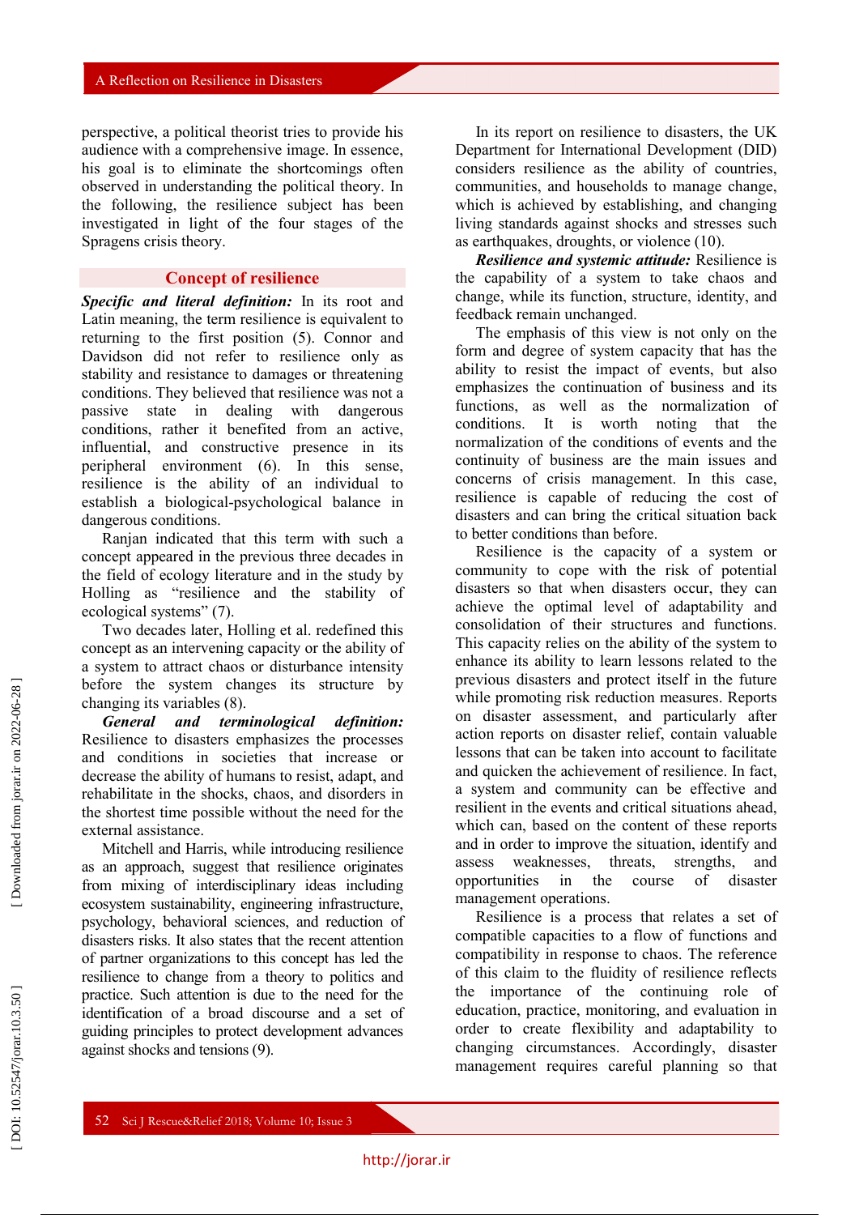perspective, a political theorist tries to provide his audience with a comprehensive image. In essence, his goal is to eliminate the shortcomings often observed in understanding the political theory. In the following, the resilience subject has been investigated in light of the four stages of the Spragens crisis theory.

## Concept of resilience

***Specific and literal definition:*** In its root and Latin meaning, the term resilience is equivalent to returning to the first position (5). Connor and Davidson did not refer to resilience only as stability and resistance to damages or threatening conditions. They believed that resilience was not a passive state in dealing with dangerous conditions, rather it benefited from an active, influential, and constructive presence in its peripheral environment (6). In this sense, resilience is the ability of an individual to establish a biological-psychological balance in dangerous conditions.

Ranjan indicated that this term with such a concept appeared in the previous three decades in the field of ecology literature and in the study by Holling as "resilience and the stability of ecological systems" (7).

Two decades later, Holling et al. redefined this concept as an intervening capacity or the ability of a system to attract chaos or disturbance intensity before the system changes its structure by changing its variables (8).

***General and terminological definition:*** Resilience to disasters emphasizes the processes and conditions in societies that increase or decrease the ability of humans to resist, adapt, and rehabilitate in the shocks, chaos, and disorders in the shortest time possible without the need for the external assistance.

Mitchell and Harris, while introducing resilience as an approach, suggest that resilience originates from mixing of interdisciplinary ideas including ecosystem sustainability, engineering infrastructure, psychology, behavioral sciences, and reduction of disasters risks. It also states that the recent attention of partner organizations to this concept has led the resilience to change from a theory to politics and practice. Such attention is due to the need for the identification of a broad discourse and a set of guiding principles to protect development advances against shocks and tensions (9).

In its report on resilience to disasters, the UK Department for International Development (DID) considers resilience as the ability of countries, communities, and households to manage change, which is achieved by establishing, and changing living standards against shocks and stresses such as earthquakes, droughts, or violence (10).

***Resilience and systemic attitude:*** Resilience is the capability of a system to take chaos and change, while its function, structure, identity, and feedback remain unchanged.

The emphasis of this view is not only on the form and degree of system capacity that has the ability to resist the impact of events, but also emphasizes the continuation of business and its functions, as well as the normalization of conditions. It is worth noting that the normalization of the conditions of events and the continuity of business are the main issues and concerns of crisis management. In this case, resilience is capable of reducing the cost of disasters and can bring the critical situation back to better conditions than before.

Resilience is the capacity of a system or community to cope with the risk of potential disasters so that when disasters occur, they can achieve the optimal level of adaptability and consolidation of their structures and functions. This capacity relies on the ability of the system to enhance its ability to learn lessons related to the previous disasters and protect itself in the future while promoting risk reduction measures. Reports on disaster assessment, and particularly after action reports on disaster relief, contain valuable lessons that can be taken into account to facilitate and quicken the achievement of resilience. In fact, a system and community can be effective and resilient in the events and critical situations ahead, which can, based on the content of these reports and in order to improve the situation, identify and assess weaknesses, threats, strengths, and opportunities in the course of disaster management operations.

Resilience is a process that relates a set of compatible capacities to a flow of functions and compatibility in response to chaos. The reference of this claim to the fluidity of resilience reflects the importance of the continuing role of education, practice, monitoring, and evaluation in order to create flexibility and adaptability to changing circumstances. Accordingly, disaster management requires careful planning so that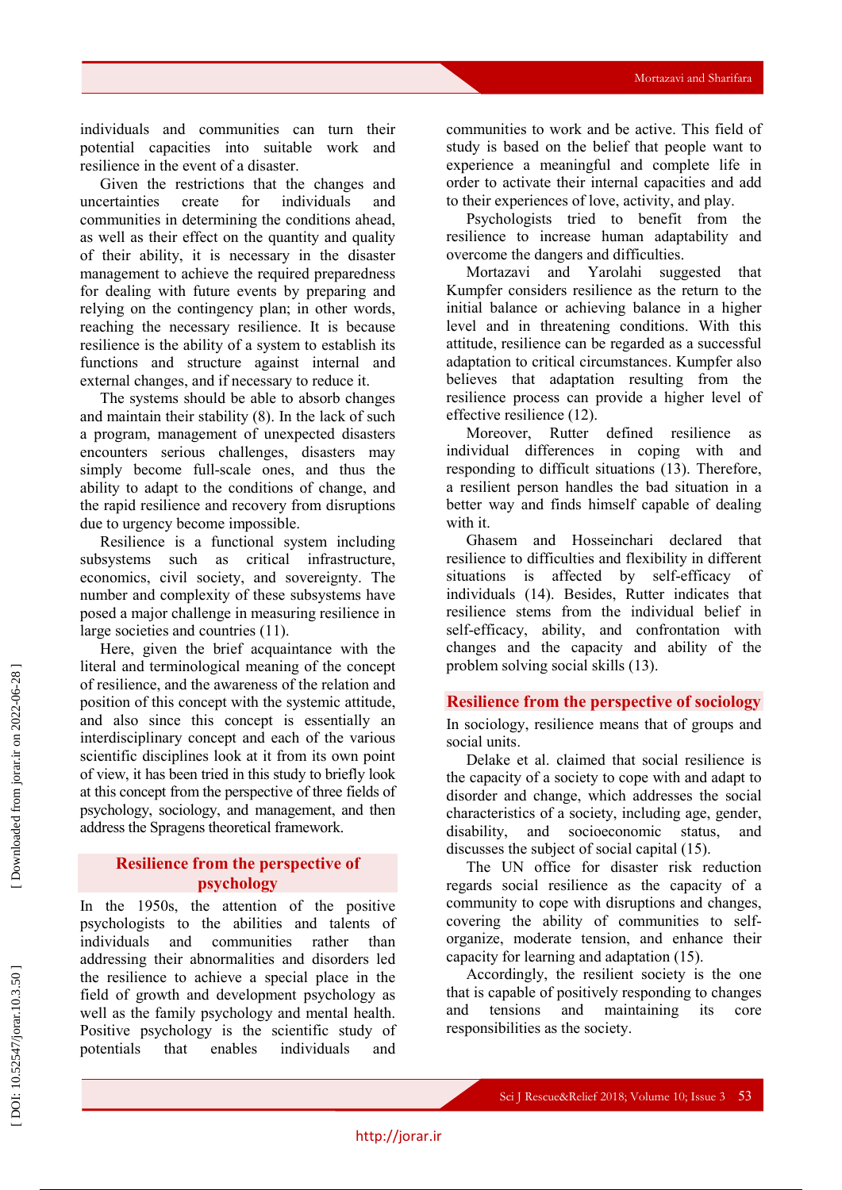individuals and communities can turn their potential capacities into suitable work and resilience in the event of a disaster.

Given the restrictions that the changes and uncertainties create for individuals and communities in determining the conditions ahead, as well as their effect on the quantity and quality of their ability, it is necessary in the disaster management to achieve the required preparedness for dealing with future events by preparing and relying on the contingency plan; in other words, reaching the necessary resilience. It is because resilience is the ability of a system to establish its functions and structure against internal and external changes, and if necessary to reduce it.

The systems should be able to absorb changes and maintain their stability (8). In the lack of such a program, management of unexpected disasters encounters serious challenges, disasters may simply become full-scale ones, and thus the ability to adapt to the conditions of change, and the rapid resilience and recovery from disruptions due to urgency become impossible.

Resilience is a functional system including subsystems such as critical infrastructure, economics, civil society, and sovereignty. The number and complexity of these subsystems have posed a major challenge in measuring resilience in large societies and countries (11).

Here, given the brief acquaintance with the literal and terminological meaning of the concept of resilience, and the awareness of the relation and position of this concept with the systemic attitude, and also since this concept is essentially an interdisciplinary concept and each of the various scientific disciplines look at it from its own point of view, it has been tried in this study to briefly look at this concept from the perspective of three fields of psychology, sociology, and management, and then address the Spragens theoretical framework.

## Resilience from the perspective of psychology

In the 1950s, the attention of the positive psychologists to the abilities and talents of individuals and communities rather than addressing their abnormalities and disorders led the resilience to achieve a special place in the field of growth and development psychology as well as the family psychology and mental health. Positive psychology is the scientific study of potentials that enables individuals and communities to work and be active. This field of study is based on the belief that people want to experience a meaningful and complete life in order to activate their internal capacities and add to their experiences of love, activity, and play.

Psychologists tried to benefit from the resilience to increase human adaptability and overcome the dangers and difficulties.

Mortazavi and Yarolahi suggested that Kumpfer considers resilience as the return to the initial balance or achieving balance in a higher level and in threatening conditions. With this attitude, resilience can be regarded as a successful adaptation to critical circumstances. Kumpfer also believes that adaptation resulting from the resilience process can provide a higher level of effective resilience (12).

Moreover, Rutter defined resilience as individual differences in coping with and responding to difficult situations (13). Therefore, a resilient person handles the bad situation in a better way and finds himself capable of dealing with it.

Ghasem and Hosseinchari declared that resilience to difficulties and flexibility in different situations is affected by self-efficacy of individuals (14). Besides, Rutter indicates that resilience stems from the individual belief in self-efficacy, ability, and confrontation with changes and the capacity and ability of the problem solving social skills (13).

## Resilience from the perspective of sociology

In sociology, resilience means that of groups and social units.

Delake et al. claimed that social resilience is the capacity of a society to cope with and adapt to disorder and change, which addresses the social characteristics of a society, including age, gender, disability, and socioeconomic status, and discusses the subject of social capital (15).

The UN office for disaster risk reduction regards social resilience as the capacity of a community to cope with disruptions and changes, covering the ability of communities to self-organize, moderate tension, and enhance their capacity for learning and adaptation (15).

Accordingly, the resilient society is the one that is capable of positively responding to changes and tensions and maintaining its core responsibilities as the society.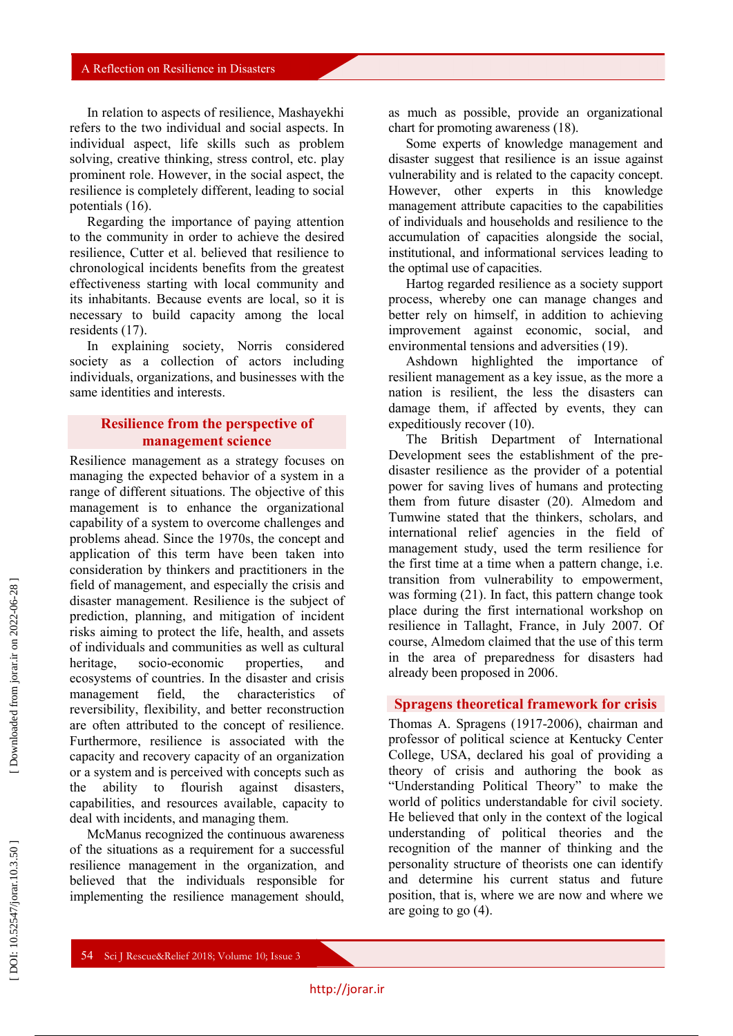In relation to aspects of resilience, Mashayekhi refers to the two individual and social aspects. In individual aspect, life skills such as problem solving, creative thinking, stress control, etc. play prominent role. However, in the social aspect, the resilience is completely different, leading to social potentials (16).

Regarding the importance of paying attention to the community in order to achieve the desired resilience, Cutter et al. believed that resilience to chronological incidents benefits from the greatest effectiveness starting with local community and its inhabitants. Because events are local, so it is necessary to build capacity among the local residents (17).

In explaining society, Norris considered society as a collection of actors including individuals, organizations, and businesses with the same identities and interests.

## Resilience from the perspective of management science

Resilience management as a strategy focuses on managing the expected behavior of a system in a range of different situations. The objective of this management is to enhance the organizational capability of a system to overcome challenges and problems ahead. Since the 1970s, the concept and application of this term have been taken into consideration by thinkers and practitioners in the field of management, and especially the crisis and disaster management. Resilience is the subject of prediction, planning, and mitigation of incident risks aiming to protect the life, health, and assets of individuals and communities as well as cultural heritage, socio-economic properties, and ecosystems of countries. In the disaster and crisis management field, the characteristics of reversibility, flexibility, and better reconstruction are often attributed to the concept of resilience. Furthermore, resilience is associated with the capacity and recovery capacity of an organization or a system and is perceived with concepts such as the ability to flourish against disasters, capabilities, and resources available, capacity to deal with incidents, and managing them.

McManus recognized the continuous awareness of the situations as a requirement for a successful resilience management in the organization, and believed that the individuals responsible for implementing the resilience management should, as much as possible, provide an organizational chart for promoting awareness (18).

Some experts of knowledge management and disaster suggest that resilience is an issue against vulnerability and is related to the capacity concept. However, other experts in this knowledge management attribute capacities to the capabilities of individuals and households and resilience to the accumulation of capacities alongside the social, institutional, and informational services leading to the optimal use of capacities.

Hartog regarded resilience as a society support process, whereby one can manage changes and better rely on himself, in addition to achieving improvement against economic, social, and environmental tensions and adversities (19).

Ashdown highlighted the importance of resilient management as a key issue, as the more a nation is resilient, the less the disasters can damage them, if affected by events, they can expeditiously recover (10).

The British Department of International Development sees the establishment of the pre-disaster resilience as the provider of a potential power for saving lives of humans and protecting them from future disaster (20). Almedom and Tumwine stated that the thinkers, scholars, and international relief agencies in the field of management study, used the term resilience for the first time at a time when a pattern change, i.e. transition from vulnerability to empowerment, was forming (21). In fact, this pattern change took place during the first international workshop on resilience in Tallaght, France, in July 2007. Of course, Almedom claimed that the use of this term in the area of preparedness for disasters had already been proposed in 2006.

## Spragens theoretical framework for crisis

Thomas A. Spragens (1917-2006), chairman and professor of political science at Kentucky Center College, USA, declared his goal of providing a theory of crisis and authoring the book as "Understanding Political Theory" to make the world of politics understandable for civil society. He believed that only in the context of the logical understanding of political theories and the recognition of the manner of thinking and the personality structure of theorists one can identify and determine his current status and future position, that is, where we are now and where we are going to go (4).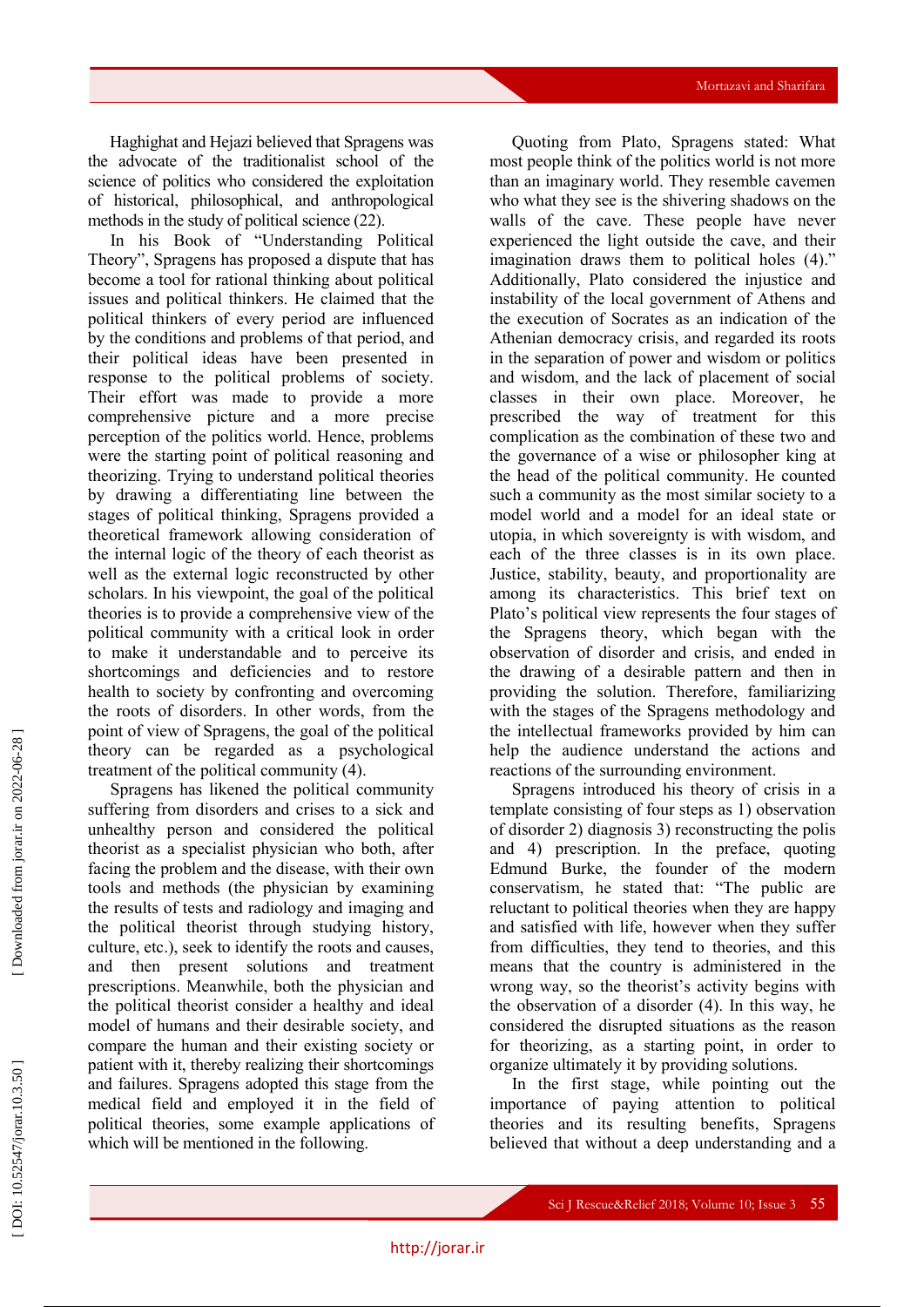Haghighat and Hejazi believed that Spragens was the advocate of the traditionalist school of the science of politics who considered the exploitation of historical, philosophical, and anthropological methods in the study of political science (22).

In his Book of "Understanding Political Theory", Spragens has proposed a dispute that has become a tool for rational thinking about political issues and political thinkers. He claimed that the political thinkers of every period are influenced by the conditions and problems of that period, and their political ideas have been presented in response to the political problems of society. Their effort was made to provide a more comprehensive picture and a more precise perception of the politics world. Hence, problems were the starting point of political reasoning and theorizing. Trying to understand political theories by drawing a differentiating line between the stages of political thinking, Spragens provided a theoretical framework allowing consideration of the internal logic of the theory of each theorist as well as the external logic reconstructed by other scholars. In his viewpoint, the goal of the political theories is to provide a comprehensive view of the political community with a critical look in order to make it understandable and to perceive its shortcomings and deficiencies and to restore health to society by confronting and overcoming the roots of disorders. In other words, from the point of view of Spragens, the goal of the political theory can be regarded as a psychological treatment of the political community (4).

Spragens has likened the political community suffering from disorders and crises to a sick and unhealthy person and considered the political theorist as a specialist physician who both, after facing the problem and the disease, with their own tools and methods (the physician by examining the results of tests and radiology and imaging and the political theorist through studying history, culture, etc.), seek to identify the roots and causes, and then present solutions and treatment prescriptions. Meanwhile, both the physician and the political theorist consider a healthy and ideal model of humans and their desirable society, and compare the human and their existing society or patient with it, thereby realizing their shortcomings and failures. Spragens adopted this stage from the medical field and employed it in the field of political theories, some example applications of which will be mentioned in the following.

Quoting from Plato, Spragens stated: What most people think of the politics world is not more than an imaginary world. They resemble cavemen who what they see is the shivering shadows on the walls of the cave. These people have never experienced the light outside the cave, and their imagination draws them to political holes (4)." Additionally, Plato considered the injustice and instability of the local government of Athens and the execution of Socrates as an indication of the Athenian democracy crisis, and regarded its roots in the separation of power and wisdom or politics and wisdom, and the lack of placement of social classes in their own place. Moreover, he prescribed the way of treatment for this complication as the combination of these two and the governance of a wise or philosopher king at the head of the political community. He counted such a community as the most similar society to a model world and a model for an ideal state or utopia, in which sovereignty is with wisdom, and each of the three classes is in its own place. Justice, stability, beauty, and proportionality are among its characteristics. This brief text on Plato's political view represents the four stages of the Spragens theory, which began with the observation of disorder and crisis, and ended in the drawing of a desirable pattern and then in providing the solution. Therefore, familiarizing with the stages of the Spragens methodology and the intellectual frameworks provided by him can help the audience understand the actions and reactions of the surrounding environment.

Spragens introduced his theory of crisis in a template consisting of four steps as 1) observation of disorder 2) diagnosis 3) reconstructing the polis and 4) prescription. In the preface, quoting Edmund Burke, the founder of the modern conservatism, he stated that: "The public are reluctant to political theories when they are happy and satisfied with life, however when they suffer from difficulties, they tend to theories, and this means that the country is administered in the wrong way, so the theorist's activity begins with the observation of a disorder (4). In this way, he considered the disrupted situations as the reason for theorizing, as a starting point, in order to organize ultimately it by providing solutions.

In the first stage, while pointing out the importance of paying attention to political theories and its resulting benefits, Spragens believed that without a deep understanding and a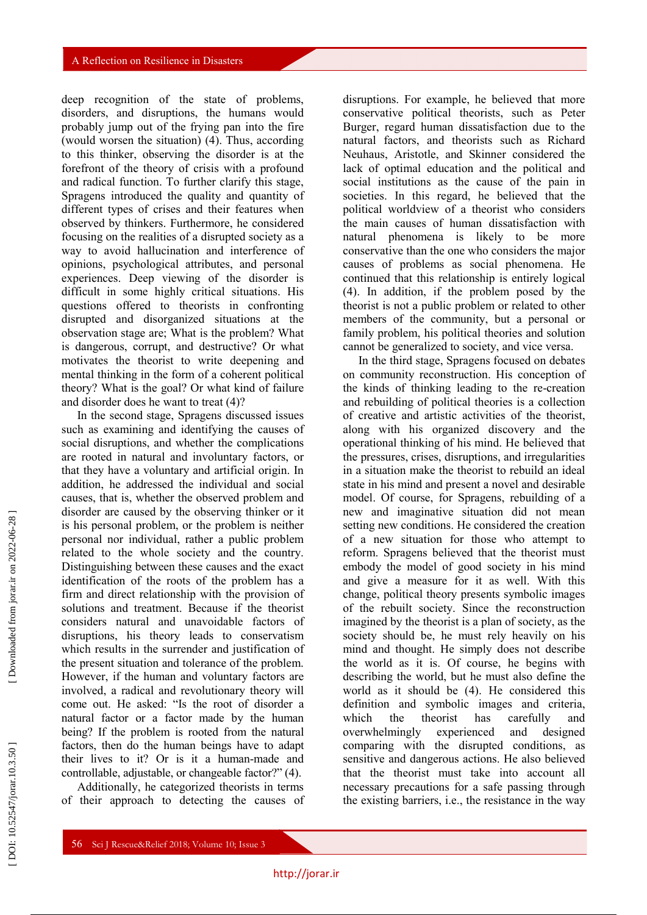deep recognition of the state of problems, disorders, and disruptions, the humans would probably jump out of the frying pan into the fire (would worsen the situation) (4). Thus, according to this thinker, observing the disorder is at the forefront of the theory of crisis with a profound and radical function. To further clarify this stage, Spragens introduced the quality and quantity of different types of crises and their features when observed by thinkers. Furthermore, he considered focusing on the realities of a disrupted society as a way to avoid hallucination and interference of opinions, psychological attributes, and personal experiences. Deep viewing of the disorder is difficult in some highly critical situations. His questions offered to theorists in confronting disrupted and disorganized situations at the observation stage are; What is the problem? What is dangerous, corrupt, and destructive? Or what motivates the theorist to write deepening and mental thinking in the form of a coherent political theory? What is the goal? Or what kind of failure and disorder does he want to treat (4)?

In the second stage, Spragens discussed issues such as examining and identifying the causes of social disruptions, and whether the complications are rooted in natural and involuntary factors, or that they have a voluntary and artificial origin. In addition, he addressed the individual and social causes, that is, whether the observed problem and disorder are caused by the observing thinker or it is his personal problem, or the problem is neither personal nor individual, rather a public problem related to the whole society and the country. Distinguishing between these causes and the exact identification of the roots of the problem has a firm and direct relationship with the provision of solutions and treatment. Because if the theorist considers natural and unavoidable factors of disruptions, his theory leads to conservatism which results in the surrender and justification of the present situation and tolerance of the problem. However, if the human and voluntary factors are involved, a radical and revolutionary theory will come out. He asked: "Is the root of disorder a natural factor or a factor made by the human being? If the problem is rooted from the natural factors, then do the human beings have to adapt their lives to it? Or is it a human-made and controllable, adjustable, or changeable factor?" (4).

Additionally, he categorized theorists in terms of their approach to detecting the causes of disruptions. For example, he believed that more conservative political theorists, such as Peter Burger, regard human dissatisfaction due to the natural factors, and theorists such as Richard Neuhaus, Aristotle, and Skinner considered the lack of optimal education and the political and social institutions as the cause of the pain in societies. In this regard, he believed that the political worldview of a theorist who considers the main causes of human dissatisfaction with natural phenomena is likely to be more conservative than the one who considers the major causes of problems as social phenomena. He continued that this relationship is entirely logical (4). In addition, if the problem posed by the theorist is not a public problem or related to other members of the community, but a personal or family problem, his political theories and solution cannot be generalized to society, and vice versa.

In the third stage, Spragens focused on debates on community reconstruction. His conception of the kinds of thinking leading to the re-creation and rebuilding of political theories is a collection of creative and artistic activities of the theorist, along with his organized discovery and the operational thinking of his mind. He believed that the pressures, crises, disruptions, and irregularities in a situation make the theorist to rebuild an ideal state in his mind and present a novel and desirable model. Of course, for Spragens, rebuilding of a new and imaginative situation did not mean setting new conditions. He considered the creation of a new situation for those who attempt to reform. Spragens believed that the theorist must embody the model of good society in his mind and give a measure for it as well. With this change, political theory presents symbolic images of the rebuilt society. Since the reconstruction imagined by the theorist is a plan of society, as the society should be, he must rely heavily on his mind and thought. He simply does not describe the world as it is. Of course, he begins with describing the world, but he must also define the world as it should be (4). He considered this definition and symbolic images and criteria, which the theorist has carefully and overwhelmingly experienced and designed comparing with the disrupted conditions, as sensitive and dangerous actions. He also believed that the theorist must take into account all necessary precautions for a safe passing through the existing barriers, i.e., the resistance in the way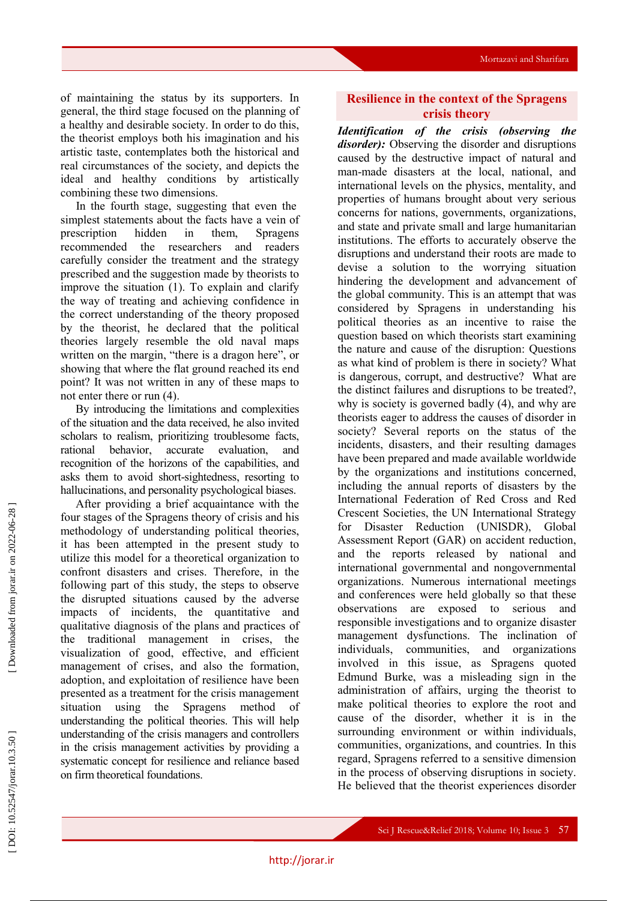of maintaining the status by its supporters. In general, the third stage focused on the planning of a healthy and desirable society. In order to do this, the theorist employs both his imagination and his artistic taste, contemplates both the historical and real circumstances of the society, and depicts the ideal and healthy conditions by artistically combining these two dimensions.

In the fourth stage, suggesting that even the simplest statements about the facts have a vein of prescription hidden in them, Spragens recommended the researchers and readers carefully consider the treatment and the strategy prescribed and the suggestion made by theorists to improve the situation (1). To explain and clarify the way of treating and achieving confidence in the correct understanding of the theory proposed by the theorist, he declared that the political theories largely resemble the old naval maps written on the margin, "there is a dragon here", or showing that where the flat ground reached its end point? It was not written in any of these maps to not enter there or run (4).

By introducing the limitations and complexities of the situation and the data received, he also invited scholars to realism, prioritizing troublesome facts, rational behavior, accurate evaluation, and recognition of the horizons of the capabilities, and asks them to avoid short-sightedness, resorting to hallucinations, and personality psychological biases.

After providing a brief acquaintance with the four stages of the Spragens theory of crisis and his methodology of understanding political theories, it has been attempted in the present study to utilize this model for a theoretical organization to confront disasters and crises. Therefore, in the following part of this study, the steps to observe the disrupted situations caused by the adverse impacts of incidents, the quantitative and qualitative diagnosis of the plans and practices of the traditional management in crises, the visualization of good, effective, and efficient management of crises, and also the formation, adoption, and exploitation of resilience have been presented as a treatment for the crisis management situation using the Spragens method of understanding the political theories. This will help understanding of the crisis managers and controllers in the crisis management activities by providing a systematic concept for resilience and reliance based on firm theoretical foundations.

## Resilience in the context of the Spragens crisis theory

***Identification of the crisis (observing the disorder):*** Observing the disorder and disruptions caused by the destructive impact of natural and man-made disasters at the local, national, and international levels on the physics, mentality, and properties of humans brought about very serious concerns for nations, governments, organizations, and state and private small and large humanitarian institutions. The efforts to accurately observe the disruptions and understand their roots are made to devise a solution to the worrying situation hindering the development and advancement of the global community. This is an attempt that was considered by Spragens in understanding his political theories as an incentive to raise the question based on which theorists start examining the nature and cause of the disruption: Questions as what kind of problem is there in society? What is dangerous, corrupt, and destructive? What are the distinct failures and disruptions to be treated?, why is society is governed badly (4), and why are theorists eager to address the causes of disorder in society? Several reports on the status of the incidents, disasters, and their resulting damages have been prepared and made available worldwide by the organizations and institutions concerned, including the annual reports of disasters by the International Federation of Red Cross and Red Crescent Societies, the UN International Strategy for Disaster Reduction (UNISDR), Global Assessment Report (GAR) on accident reduction, and the reports released by national and international governmental and nongovernmental organizations. Numerous international meetings and conferences were held globally so that these observations are exposed to serious and responsible investigations and to organize disaster management dysfunctions. The inclination of individuals, communities, and organizations involved in this issue, as Spragens quoted Edmund Burke, was a misleading sign in the administration of affairs, urging the theorist to make political theories to explore the root and cause of the disorder, whether it is in the surrounding environment or within individuals, communities, organizations, and countries. In this regard, Spragens referred to a sensitive dimension in the process of observing disruptions in society. He believed that the theorist experiences disorder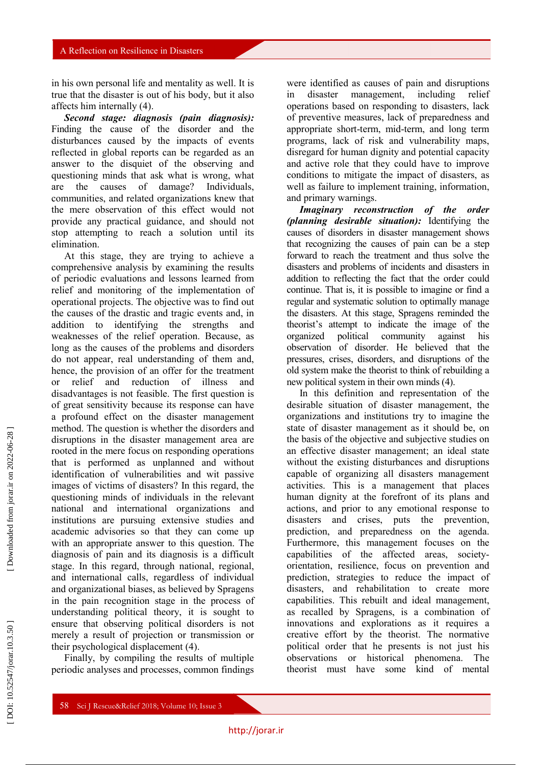in his own personal life and mentality as well. It is true that the disaster is out of his body, but it also affects him internally (4).

***Second stage: diagnosis (pain diagnosis):*** Finding the cause of the disorder and the disturbances caused by the impacts of events reflected in global reports can be regarded as an answer to the disquiet of the observing and questioning minds that ask what is wrong, what are the causes of damage? Individuals, communities, and related organizations knew that the mere observation of this effect would not provide any practical guidance, and should not stop attempting to reach a solution until its elimination.

At this stage, they are trying to achieve a comprehensive analysis by examining the results of periodic evaluations and lessons learned from relief and monitoring of the implementation of operational projects. The objective was to find out the causes of the drastic and tragic events and, in addition to identifying the strengths and weaknesses of the relief operation. Because, as long as the causes of the problems and disorders do not appear, real understanding of them and, hence, the provision of an offer for the treatment or relief and reduction of illness and disadvantages is not feasible. The first question is of great sensitivity because its response can have a profound effect on the disaster management method. The question is whether the disorders and disruptions in the disaster management area are rooted in the mere focus on responding operations that is performed as unplanned and without identification of vulnerabilities and wit passive images of victims of disasters? In this regard, the questioning minds of individuals in the relevant national and international organizations and institutions are pursuing extensive studies and academic advisories so that they can come up with an appropriate answer to this question. The diagnosis of pain and its diagnosis is a difficult stage. In this regard, through national, regional, and international calls, regardless of individual and organizational biases, as believed by Spragens in the pain recognition stage in the process of understanding political theory, it is sought to ensure that observing political disorders is not merely a result of projection or transmission or their psychological displacement (4).

Finally, by compiling the results of multiple periodic analyses and processes, common findings were identified as causes of pain and disruptions in disaster management, including relief operations based on responding to disasters, lack of preventive measures, lack of preparedness and appropriate short-term, mid-term, and long term programs, lack of risk and vulnerability maps, disregard for human dignity and potential capacity and active role that they could have to improve conditions to mitigate the impact of disasters, as well as failure to implement training, information, and primary warnings.

***Imaginary reconstruction of the order (planning desirable situation):*** Identifying the causes of disorders in disaster management shows that recognizing the causes of pain can be a step forward to reach the treatment and thus solve the disasters and problems of incidents and disasters in addition to reflecting the fact that the order could continue. That is, it is possible to imagine or find a regular and systematic solution to optimally manage the disasters. At this stage, Spragens reminded the theorist's attempt to indicate the image of the organized political community against his observation of disorder. He believed that the pressures, crises, disorders, and disruptions of the old system make the theorist to think of rebuilding a new political system in their own minds (4).

In this definition and representation of the desirable situation of disaster management, the organizations and institutions try to imagine the state of disaster management as it should be, on the basis of the objective and subjective studies on an effective disaster management; an ideal state without the existing disturbances and disruptions capable of organizing all disasters management activities. This is a management that places human dignity at the forefront of its plans and actions, and prior to any emotional response to disasters and crises, puts the prevention, prediction, and preparedness on the agenda. Furthermore, this management focuses on the capabilities of the affected areas, society-orientation, resilience, focus on prevention and prediction, strategies to reduce the impact of disasters, and rehabilitation to create more capabilities. This rebuilt and ideal management, as recalled by Spragens, is a combination of innovations and explorations as it requires a creative effort by the theorist. The normative political order that he presents is not just his observations or historical phenomena. The theorist must have some kind of mental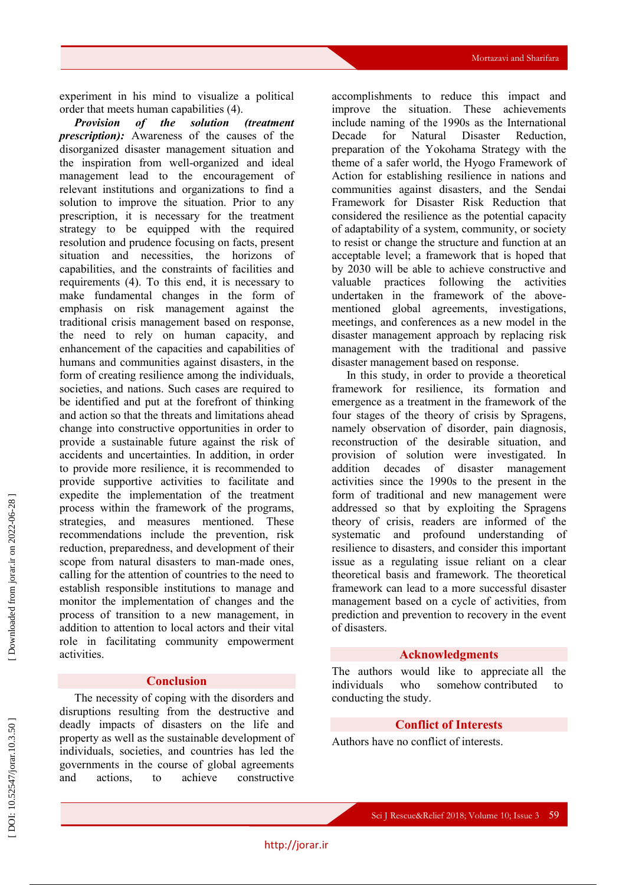experiment in his mind to visualize a political order that meets human capabilities (4).

***Provision of the solution (treatment prescription):*** Awareness of the causes of the disorganized disaster management situation and the inspiration from well-organized and ideal management lead to the encouragement of relevant institutions and organizations to find a solution to improve the situation. Prior to any prescription, it is necessary for the treatment strategy to be equipped with the required resolution and prudence focusing on facts, present situation and necessities, the horizons of capabilities, and the constraints of facilities and requirements (4). To this end, it is necessary to make fundamental changes in the form of emphasis on risk management against the traditional crisis management based on response, the need to rely on human capacity, and enhancement of the capacities and capabilities of humans and communities against disasters, in the form of creating resilience among the individuals, societies, and nations. Such cases are required to be identified and put at the forefront of thinking and action so that the threats and limitations ahead change into constructive opportunities in order to provide a sustainable future against the risk of accidents and uncertainties. In addition, in order to provide more resilience, it is recommended to provide supportive activities to facilitate and expedite the implementation of the treatment process within the framework of the programs, strategies, and measures mentioned. These recommendations include the prevention, risk reduction, preparedness, and development of their scope from natural disasters to man-made ones, calling for the attention of countries to the need to establish responsible institutions to manage and monitor the implementation of changes and the process of transition to a new management, in addition to attention to local actors and their vital role in facilitating community empowerment activities.

## Conclusion

The necessity of coping with the disorders and disruptions resulting from the destructive and deadly impacts of disasters on the life and property as well as the sustainable development of individuals, societies, and countries has led the governments in the course of global agreements and actions, to achieve constructive accomplishments to reduce this impact and improve the situation. These achievements include naming of the 1990s as the International Decade for Natural Disaster Reduction, preparation of the Yokohama Strategy with the theme of a safer world, the Hyogo Framework of Action for establishing resilience in nations and communities against disasters, and the Sendai Framework for Disaster Risk Reduction that considered the resilience as the potential capacity of adaptability of a system, community, or society to resist or change the structure and function at an acceptable level; a framework that is hoped that by 2030 will be able to achieve constructive and valuable practices following the activities undertaken in the framework of the above-mentioned global agreements, investigations, meetings, and conferences as a new model in the disaster management approach by replacing risk management with the traditional and passive disaster management based on response.

In this study, in order to provide a theoretical framework for resilience, its formation and emergence as a treatment in the framework of the four stages of the theory of crisis by Spragens, namely observation of disorder, pain diagnosis, reconstruction of the desirable situation, and provision of solution were investigated. In addition decades of disaster management activities since the 1990s to the present in the form of traditional and new management were addressed so that by exploiting the Spragens theory of crisis, readers are informed of the systematic and profound understanding of resilience to disasters, and consider this important issue as a regulating issue reliant on a clear theoretical basis and framework. The theoretical framework can lead to a more successful disaster management based on a cycle of activities, from prediction and prevention to recovery in the event of disasters.

## Acknowledgments

The authors would like to appreciate all the individuals who somehow contributed to conducting the study.

## Conflict of Interests

Authors have no conflict of interests.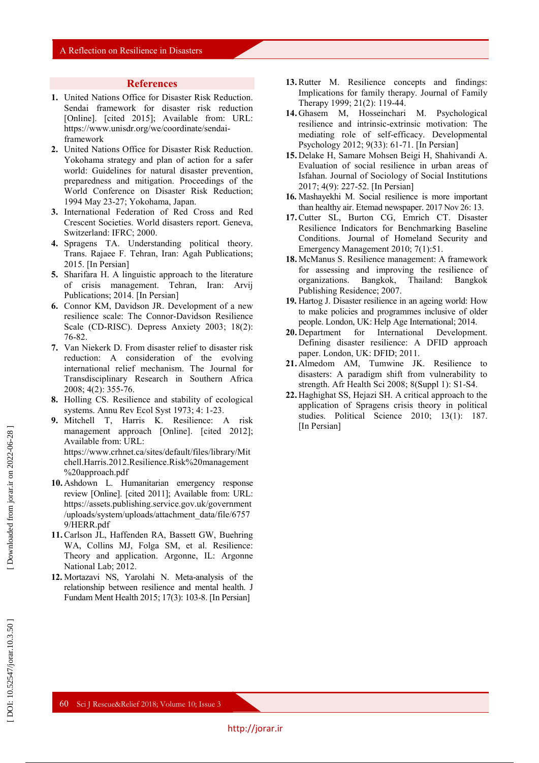## References

1. United Nations Office for Disaster Risk Reduction. Sendai framework for disaster risk reduction [Online]. [cited 2015]; Available from: URL: https://www.unisdr.org/we/coordinate/sendai-framework
2. United Nations Office for Disaster Risk Reduction. Yokohama strategy and plan of action for a safer world: Guidelines for natural disaster prevention, preparedness and mitigation. Proceedings of the World Conference on Disaster Risk Reduction; 1994 May 23-27; Yokohama, Japan.
3. International Federation of Red Cross and Red Crescent Societies. World disasters report. Geneva, Switzerland: IFRC; 2000.
4. Spragens TA. Understanding political theory. Trans. Rajaee F. Tehran, Iran: Agah Publications; 2015. [In Persian]
5. Sharifara H. A linguistic approach to the literature of crisis management. Tehran, Iran: Arvij Publications; 2014. [In Persian]
6. Connor KM, Davidson JR. Development of a new resilience scale: The Connor-Davidson Resilience Scale (CD-RISC). Depress Anxiety 2003; 18(2): 76-82.
7. Van Niekerk D. From disaster relief to disaster risk reduction: A consideration of the evolving international relief mechanism. The Journal for Transdisciplinary Research in Southern Africa 2008; 4(2): 355-76.
8. Holling CS. Resilience and stability of ecological systems. Annu Rev Ecol Syst 1973; 4: 1-23.
9. Mitchell T, Harris K. Resilience: A risk management approach [Online]. [cited 2012]; Available from: URL: https://www.crhnet.ca/sites/default/files/library/Mitchell.Harris.2012.Resilience.Risk%20management%20approach.pdf
10. Ashdown L. Humanitarian emergency response review [Online]. [cited 2011]; Available from: URL: https://assets.publishing.service.gov.uk/government/uploads/system/uploads/attachment_data/file/67579/HERR.pdf
11. Carlson JL, Haffenden RA, Bassett GW, Buehring WA, Collins MJ, Folga SM, et al. Resilience: Theory and application. Argonne, IL: Argonne National Lab; 2012.
12. Mortazavi NS, Yarolahi N. Meta-analysis of the relationship between resilience and mental health. J Fundam Ment Health 2015; 17(3): 103-8. [In Persian]
13. Rutter M. Resilience concepts and findings: Implications for family therapy. Journal of Family Therapy 1999; 21(2): 119-44.
14. Ghasem M, Hosseinchari M. Psychological resilience and intrinsic-extrinsic motivation: The mediating role of self-efficacy. Developmental Psychology 2012; 9(33): 61-71. [In Persian]
15. Delake H, Samare Mohsen Beigi H, Shahivandi A. Evaluation of social resilience in urban areas of Isfahan. Journal of Sociology of Social Institutions 2017; 4(9): 227-52. [In Persian]
16. Mashayekhi M. Social resilience is more important than healthy air. Etemad newspaper. 2017 Nov 26: 13.
17. Cutter SL, Burton CG, Emrich CT. Disaster Resilience Indicators for Benchmarking Baseline Conditions. Journal of Homeland Security and Emergency Management 2010; 7(1):51.
18. McManus S. Resilience management: A framework for assessing and improving the resilience of organizations. Bangkok, Thailand: Bangkok Publishing Residence; 2007.
19. Hartog J. Disaster resilience in an ageing world: How to make policies and programmes inclusive of older people. London, UK: Help Age International; 2014.
20. Department for International Development. Defining disaster resilience: A DFID approach paper. London, UK: DFID; 2011.
21. Almedom AM, Tumwine JK. Resilience to disasters: A paradigm shift from vulnerability to strength. Afr Health Sci 2008; 8(Suppl 1): S1-S4.
22. Haghighat SS, Hejazi SH. A critical approach to the application of Spragens crisis theory in political studies. Political Science 2010; 13(1): 187. [In Persian]